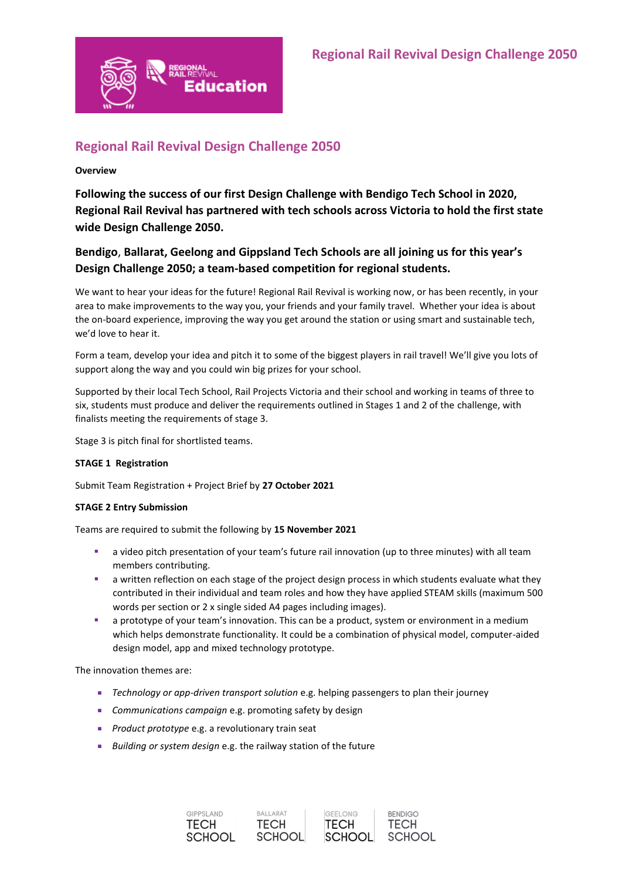# Regional Rail Revival Design Challenge 2050

**Overview**

**Following the success of our first Design Challenge with Bendigo Tech School in 2020, Regional Rail Revival has partnered with tech schools across Victoria to hold the first state wide Design Challenge 2050.**

**Bendigo, Ballarat, Geelong and Gippsland Tech Schools are all joining us for this year's Design Challenge 2050; a team-based competition for regional students.**

We want to hear your ideas for the future! Regional Rail Revival is working now, or has been recently, in your area to make improvements to the way you, your friends and your family travel. Whether your idea is about the on-board experience, improving the way you get around the station or using smart and sustainable tech, we'd love to hear it.

Form a team, develop your idea and pitch it to some of the biggest players in rail travel! We'll give you lots of support along the way and you could win big prizes for your school.

Supported by their local Tech School, Rail Projects Victoria and their school and working in teams of three to six, students must produce and deliver the requirements outlined in Stages 1 and 2 of the challenge, with finalists meeting the requirements of stage 3.

Stage 3 is pitch final for shortlisted teams.

**STAGE 1 Registration**

Submit Team Registration + Project Brief by **27 October 2021**

**STAGE 2 Entry Submission**

Teams are required to submit the following by **15 November 2021**

- a video pitch presentation of your team's future rail innovation (up to three minutes) with all team members contributing.
- a written reflection on each stage of the project design process in which students evaluate what they contributed in their individual and team roles and how they have applied STEAM skills (maximum 500 words per section or 2 x single sided A4 pages including images).
- a prototype of your team's innovation. This can be a product, system or environment in a medium which helps demonstrate functionality. It could be a combination of physical model, computer-aided design model, app and mixed technology prototype.

The innovation themes are:

- *Technology or app-driven transport solution* e.g. helping passengers to plan their journey
- *Communications campaign* e.g. promoting safety by design
- *Product prototype* e.g. a revolutionary train seat
- *Building or system design* e.g. the railway station of the future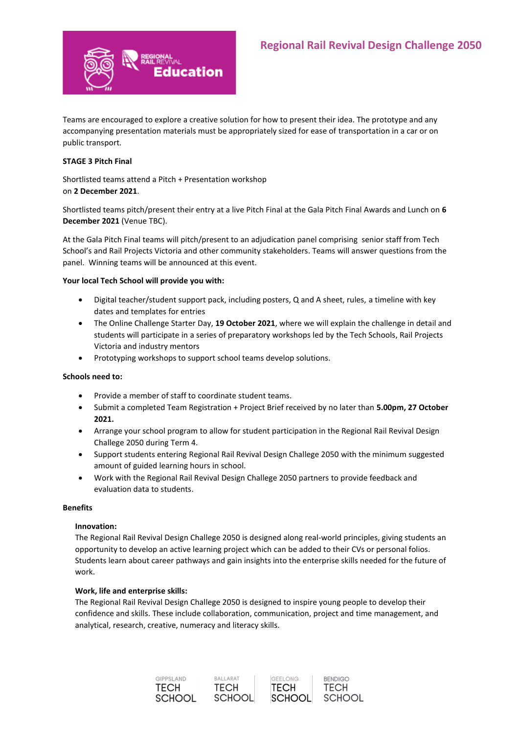Teams are encouraged to explore a creative solution for how to present their idea. The prototype and any accompanying presentation materials must be appropriately sized for ease of transportation in a car or on public transport.

**STAGE 3 Pitch Final**

Shortlisted teams attend a Pitch + Presentation workshop on **2 December 2021**.

Shortlisted teams pitch/present their entry at a live Pitch Final at the Gala Pitch Final Awards and Lunch on **6 December 2021** (Venue TBC).

At the Gala Pitch Final teams will pitch/present to an adjudication panel comprising senior staff from Tech School's and Rail Projects Victoria and other community stakeholders. Teams will answer questions from the panel. Winning teams will be announced at this event.

**Your local Tech School will provide you with:**

- Digital teacher/student support pack, including posters, Q and A sheet, rules, a timeline with key dates and templates for entries
- The Online Challenge Starter Day, **19 October 2021**, where we will explain the challenge in detail and students will participate in a series of preparatory workshops led by the Tech Schools, Rail Projects Victoria and industry mentors
- Prototyping workshops to support school teams develop solutions.

**Schools need to:**

- Provide a member of staff to coordinate student teams.
- Submit a completed Team Registration + Project Brief received by no later than **5.00pm, 27 October 2021.**
- Arrange your school program to allow for student participation in the Regional Rail Revival Design Challege 2050 during Term 4.
- Support students entering Regional Rail Revival Design Challege 2050 with the minimum suggested amount of guided learning hours in school.
- Work with the Regional Rail Revival Design Challege 2050 partners to provide feedback and evaluation data to students.

**Benefits**

**Innovation:**
The Regional Rail Revival Design Challege 2050 is designed along real-world principles, giving students an opportunity to develop an active learning project which can be added to their CVs or personal folios. Students learn about career pathways and gain insights into the enterprise skills needed for the future of work.

**Work, life and enterprise skills:**
The Regional Rail Revival Design Challege 2050 is designed to inspire young people to develop their confidence and skills. These include collaboration, communication, project and time management, and analytical, research, creative, numeracy and literacy skills.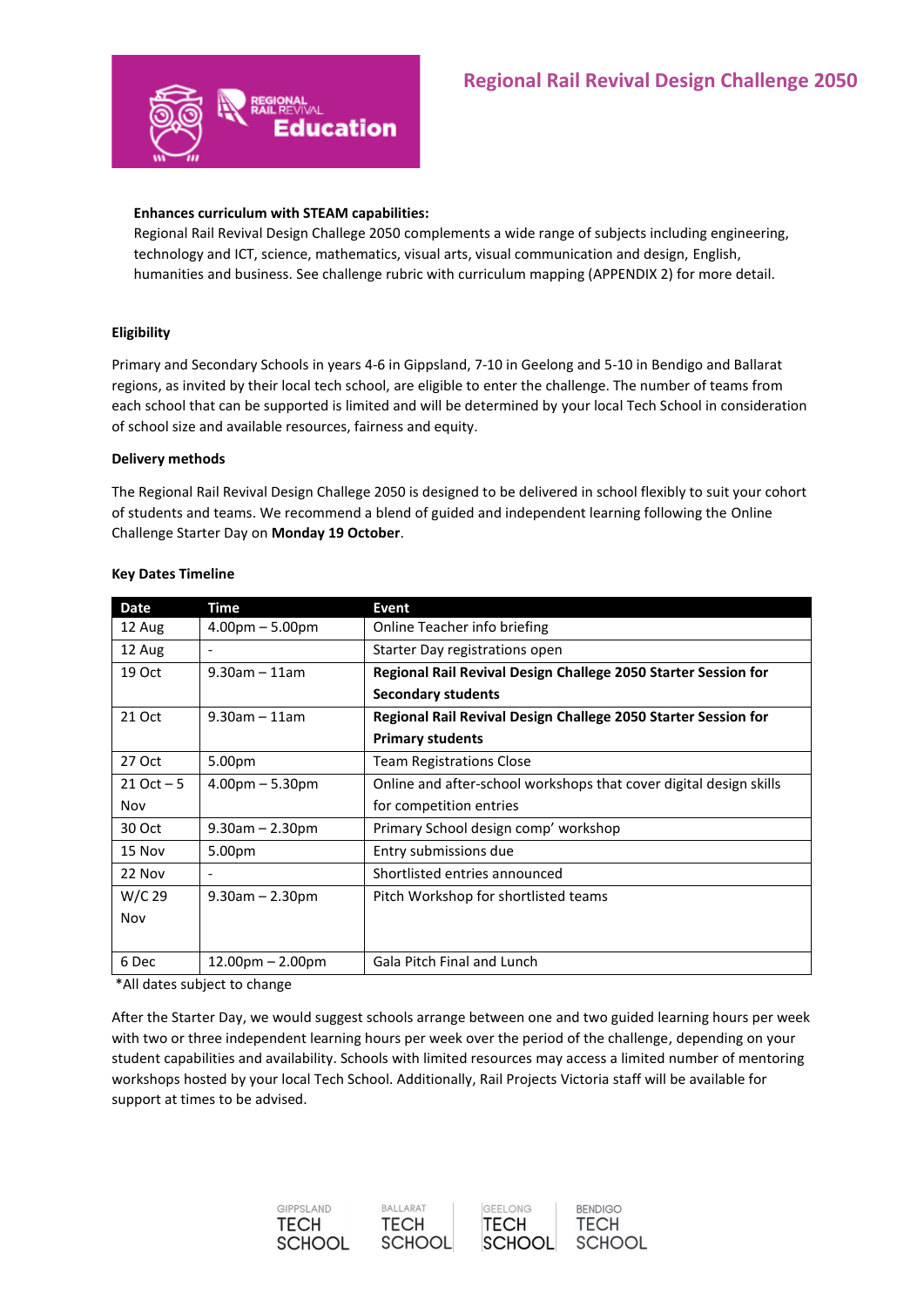**Enhances curriculum with STEAM capabilities:**
Regional Rail Revival Design Challege 2050 complements a wide range of subjects including engineering, technology and ICT, science, mathematics, visual arts, visual communication and design, English, humanities and business. See challenge rubric with curriculum mapping (APPENDIX 2) for more detail.

**Eligibility**

Primary and Secondary Schools in years 4-6 in Gippsland, 7-10 in Geelong and 5-10 in Bendigo and Ballarat regions, as invited by their local tech school, are eligible to enter the challenge. The number of teams from each school that can be supported is limited and will be determined by your local Tech School in consideration of school size and available resources, fairness and equity.

**Delivery methods**

The Regional Rail Revival Design Challege 2050 is designed to be delivered in school flexibly to suit your cohort of students and teams. We recommend a blend of guided and independent learning following the Online Challenge Starter Day on **Monday 19 October**.

**Key Dates Timeline**

| Date | Time | Event |
|---|---|---|
| 12 Aug | 4.00pm – 5.00pm | Online Teacher info briefing |
| 12 Aug | - | Starter Day registrations open |
| 19 Oct | 9.30am – 11am | **Regional Rail Revival Design Challenge 2050 Starter Session for Secondary students** |
| 21 Oct | 9.30am – 11am | **Regional Rail Revival Design Challenge 2050 Starter Session for Primary students** |
| 27 Oct | 5.00pm | Team Registrations Close |
| 21 Oct – 5 Nov | 4.00pm – 5.30pm | Online and after-school workshops that cover digital design skills for competition entries |
| 30 Oct | 9.30am – 2.30pm | Primary School design comp' workshop |
| 15 Nov | 5.00pm | Entry submissions due |
| 22 Nov | - | Shortlisted entries announced |
| W/C 29 Nov | 9.30am – 2.30pm | Pitch Workshop for shortlisted teams |
| 6 Dec | 12.00pm – 2.00pm | Gala Pitch Final and Lunch |

*All dates subject to change

After the Starter Day, we would suggest schools arrange between one and two guided learning hours per week with two or three independent learning hours per week over the period of the challenge, depending on your student capabilities and availability. Schools with limited resources may access a limited number of mentoring workshops hosted by your local Tech School. Additionally, Rail Projects Victoria staff will be available for support at times to be advised.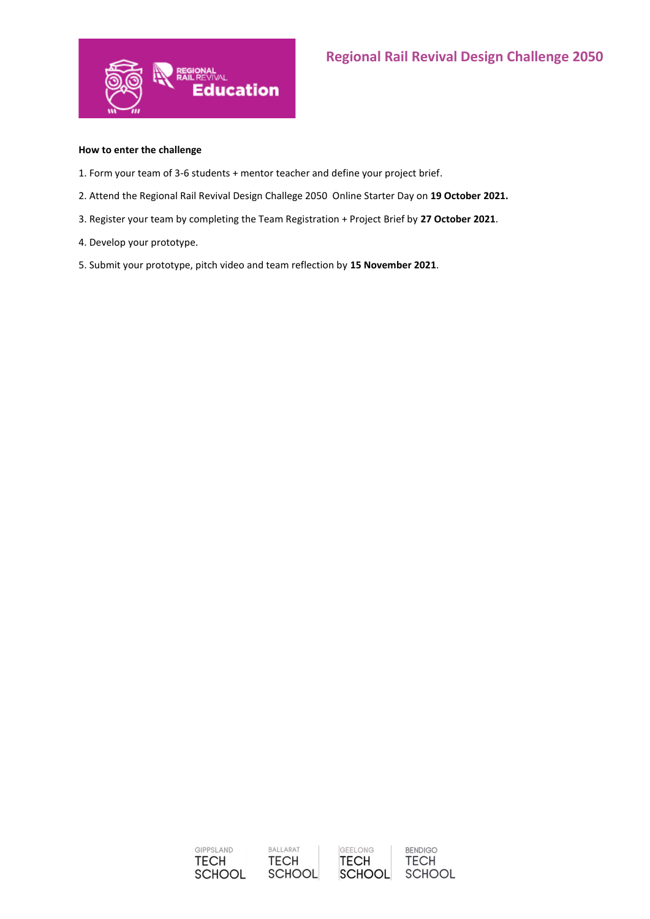## Regional Rail Revival Design Challenge 2050

**How to enter the challenge**

1. Form your team of 3-6 students + mentor teacher and define your project brief.
2. Attend the Regional Rail Revival Design Challege 2050 Online Starter Day on **19 October 2021.**
3. Register your team by completing the Team Registration + Project Brief by **27 October 2021**.
4. Develop your prototype.
5. Submit your prototype, pitch video and team reflection by **15 November 2021**.